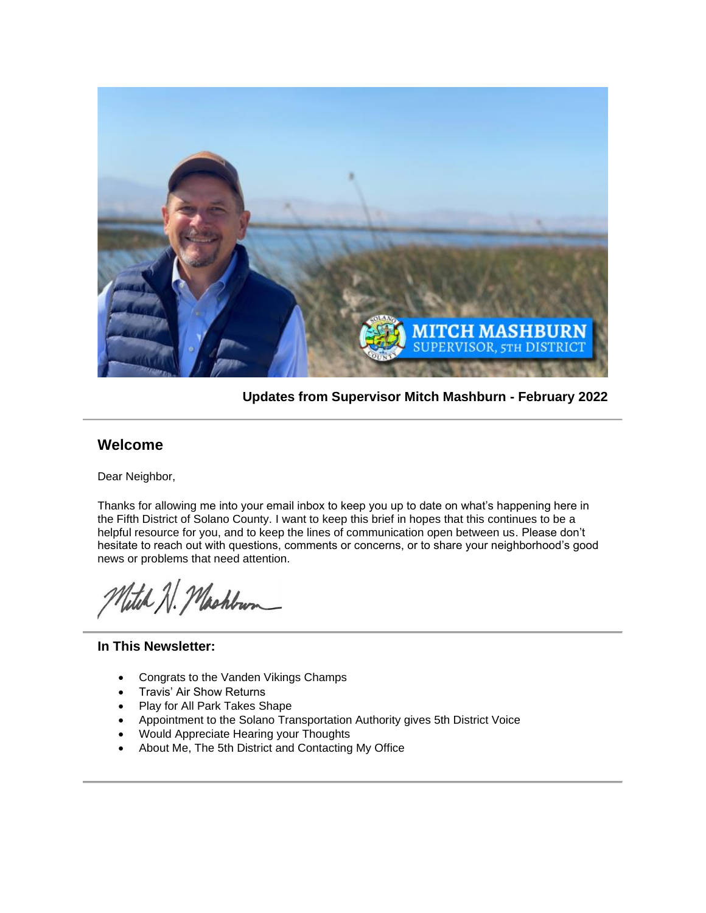**Updates from Supervisor Mitch Mashburn - February 2022**

## Welcome

Dear Neighbor,

Thanks for allowing me into your email inbox to keep you up to date on what's happening here in the Fifth District of Solano County. I want to keep this brief in hopes that this continues to be a helpful resource for you, and to keep the lines of communication open between us. Please don't hesitate to reach out with questions, comments or concerns, or to share your neighborhood's good news or problems that need attention.

Mitch H. Mashburn

### In This Newsletter:

- Congrats to the Vanden Vikings Champs
- Travis' Air Show Returns
- Play for All Park Takes Shape
- Appointment to the Solano Transportation Authority gives 5th District Voice
- Would Appreciate Hearing your Thoughts
- About Me, The 5th District and Contacting My Office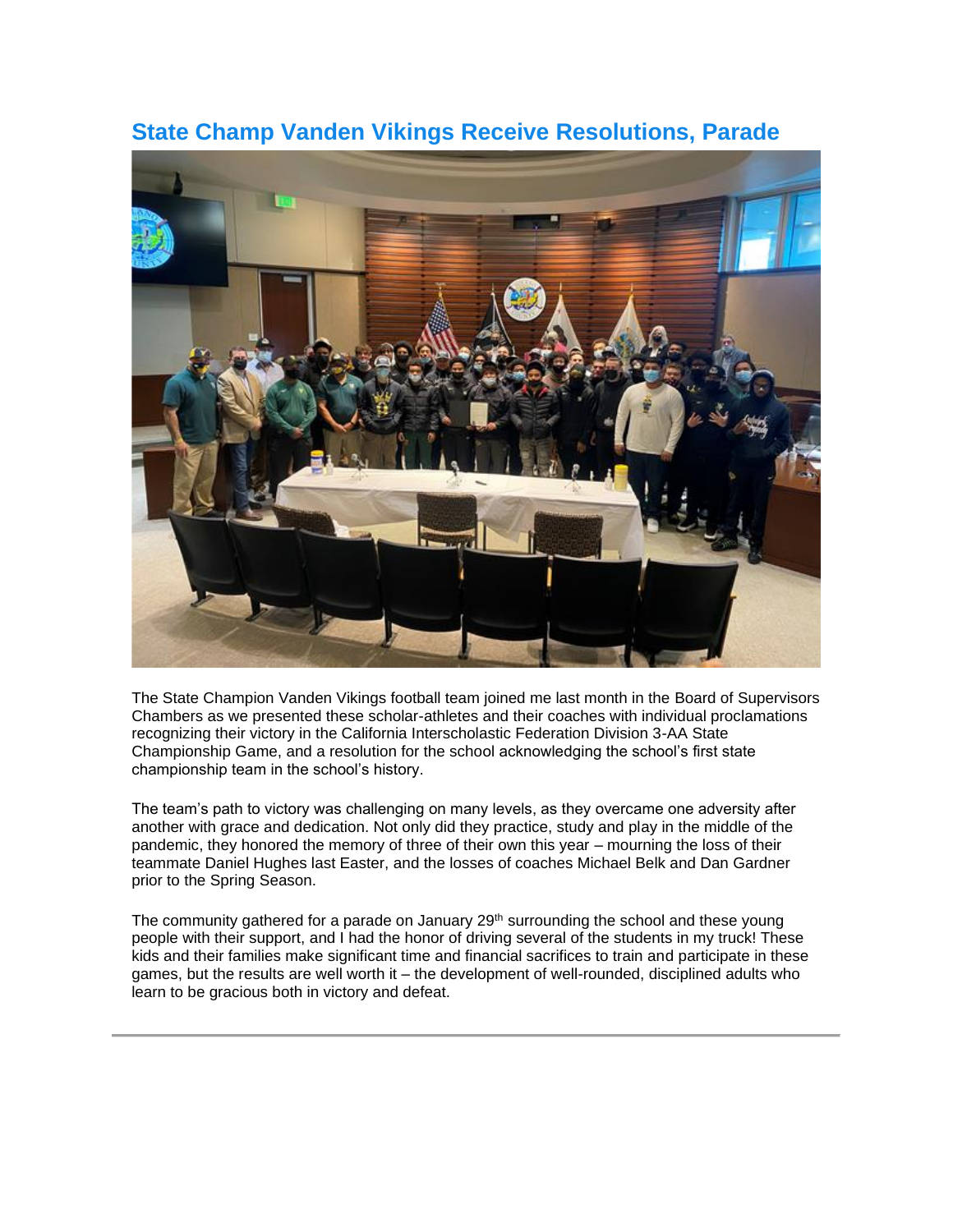## State Champ Vanden Vikings Receive Resolutions, Parade

The State Champion Vanden Vikings football team joined me last month in the Board of Supervisors Chambers as we presented these scholar-athletes and their coaches with individual proclamations recognizing their victory in the California Interscholastic Federation Division 3-AA State Championship Game, and a resolution for the school acknowledging the school's first state championship team in the school's history.

The team's path to victory was challenging on many levels, as they overcame one adversity after another with grace and dedication. Not only did they practice, study and play in the middle of the pandemic, they honored the memory of three of their own this year – mourning the loss of their teammate Daniel Hughes last Easter, and the losses of coaches Michael Belk and Dan Gardner prior to the Spring Season.

The community gathered for a parade on January 29th surrounding the school and these young people with their support, and I had the honor of driving several of the students in my truck! These kids and their families make significant time and financial sacrifices to train and participate in these games, but the results are well worth it – the development of well-rounded, disciplined adults who learn to be gracious both in victory and defeat.

---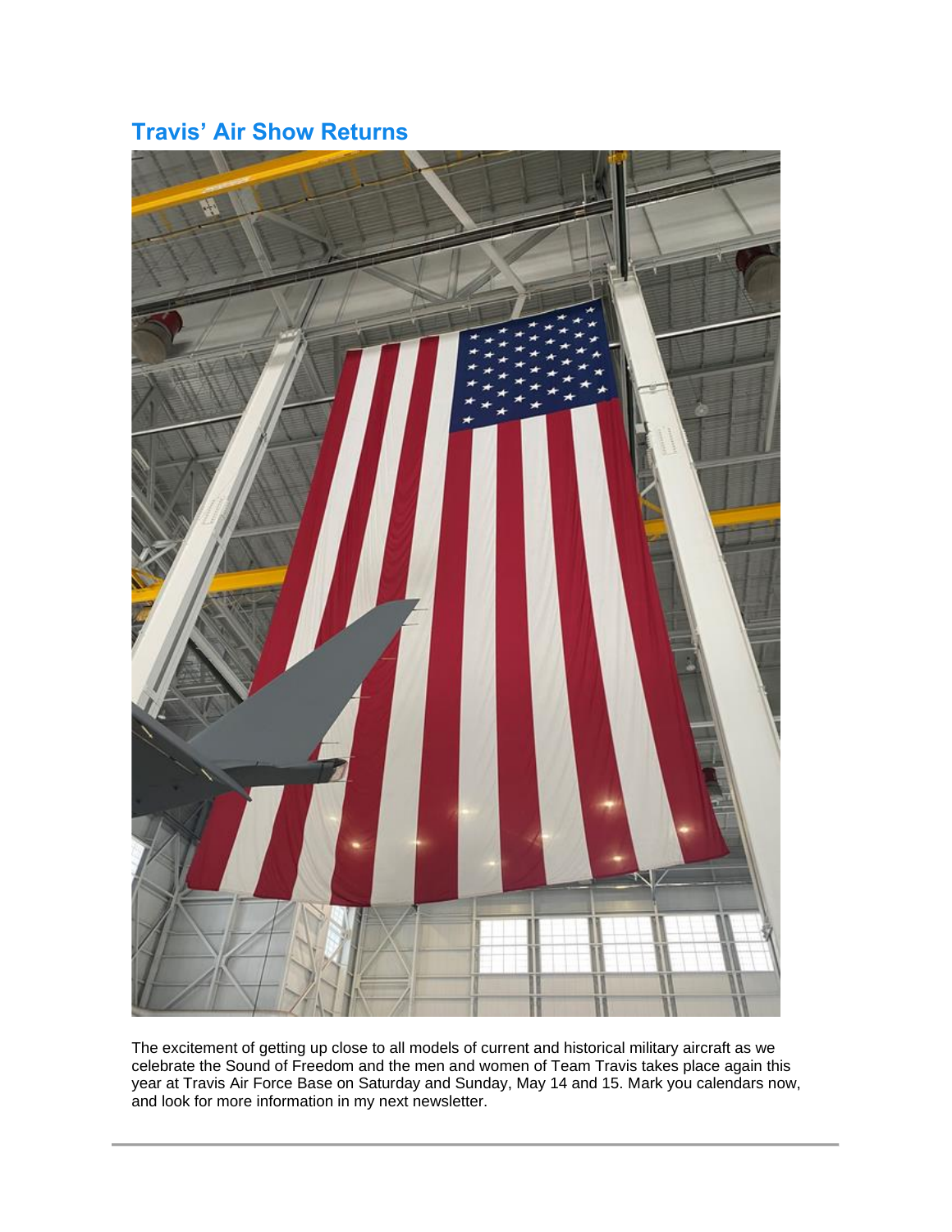## Travis' Air Show Returns

The excitement of getting up close to all models of current and historical military aircraft as we celebrate the Sound of Freedom and the men and women of Team Travis takes place again this year at Travis Air Force Base on Saturday and Sunday, May 14 and 15. Mark you calendars now, and look for more information in my next newsletter.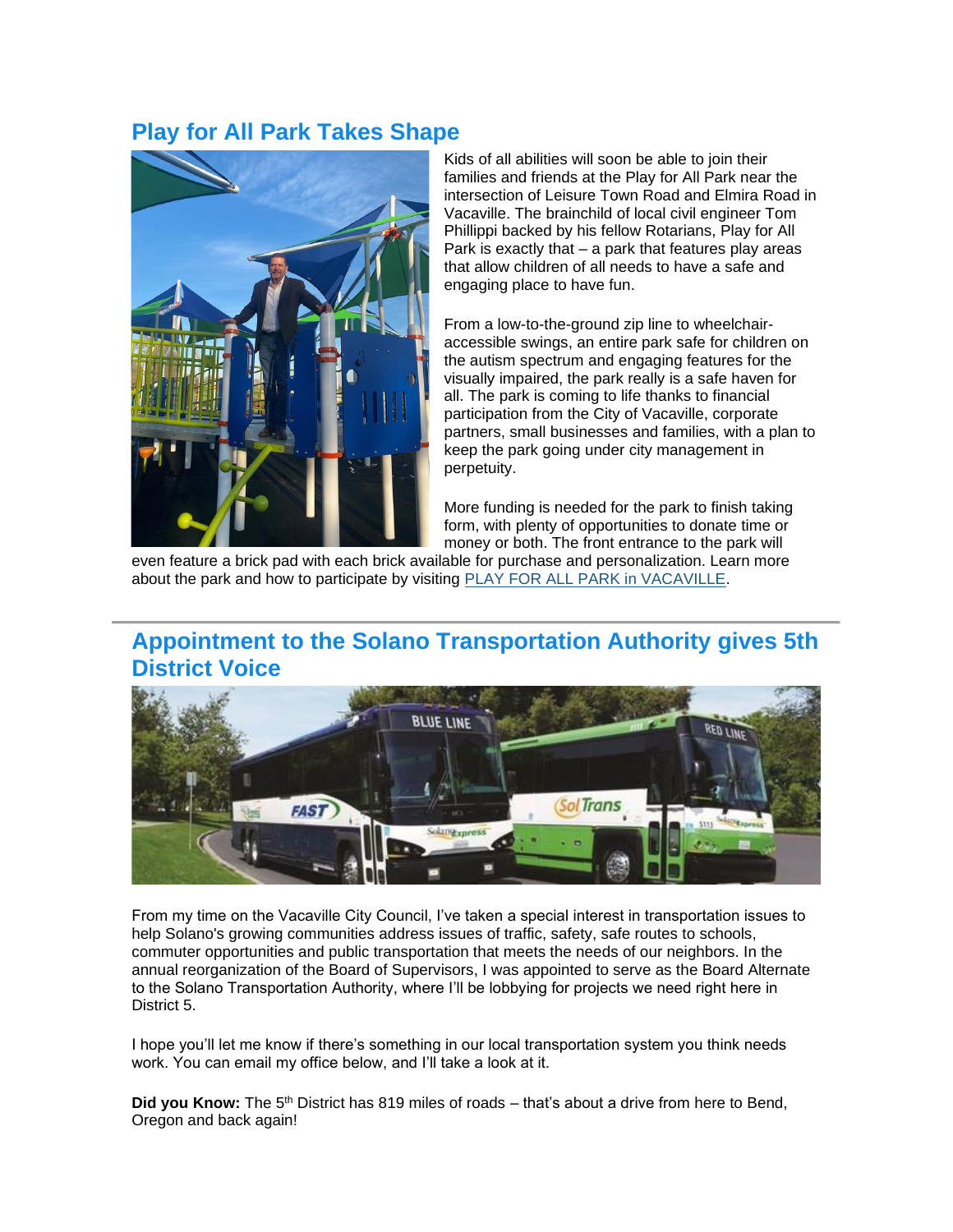## Play for All Park Takes Shape

Kids of all abilities will soon be able to join their families and friends at the Play for All Park near the intersection of Leisure Town Road and Elmira Road in Vacaville. The brainchild of local civil engineer Tom Phillippi backed by his fellow Rotarians, Play for All Park is exactly that – a park that features play areas that allow children of all needs to have a safe and engaging place to have fun.

From a low-to-the-ground zip line to wheelchair-accessible swings, an entire park safe for children on the autism spectrum and engaging features for the visually impaired, the park really is a safe haven for all. The park is coming to life thanks to financial participation from the City of Vacaville, corporate partners, small businesses and families, with a plan to keep the park going under city management in perpetuity.

More funding is needed for the park to finish taking form, with plenty of opportunities to donate time or money or both. The front entrance to the park will even feature a brick pad with each brick available for purchase and personalization. Learn more about the park and how to participate by visiting [PLAY FOR ALL PARK in VACAVILLE](#).

---

## Appointment to the Solano Transportation Authority gives 5th District Voice

From my time on the Vacaville City Council, I've taken a special interest in transportation issues to help Solano's growing communities address issues of traffic, safety, safe routes to schools, commuter opportunities and public transportation that meets the needs of our neighbors. In the annual reorganization of the Board of Supervisors, I was appointed to serve as the Board Alternate to the Solano Transportation Authority, where I'll be lobbying for projects we need right here in District 5.

I hope you'll let me know if there's something in our local transportation system you think needs work. You can email my office below, and I'll take a look at it.

**Did you Know:** The 5th District has 819 miles of roads – that's about a drive from here to Bend, Oregon and back again!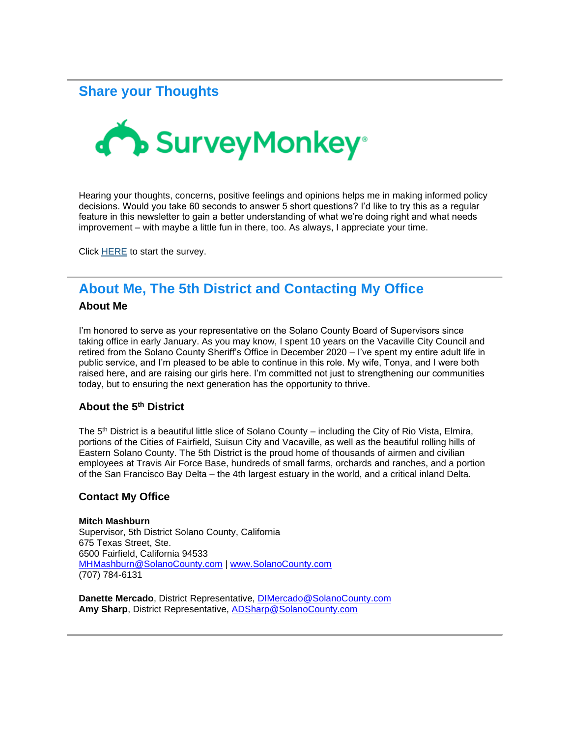## Share your Thoughts

SurveyMonkey

Hearing your thoughts, concerns, positive feelings and opinions helps me in making informed policy decisions. Would you take 60 seconds to answer 5 short questions? I'd like to try this as a regular feature in this newsletter to gain a better understanding of what we're doing right and what needs improvement – with maybe a little fun in there, too. As always, I appreciate your time.

Click HERE to start the survey.

## About Me, The 5th District and Contacting My Office

### About Me

I'm honored to serve as your representative on the Solano County Board of Supervisors since taking office in early January. As you may know, I spent 10 years on the Vacaville City Council and retired from the Solano County Sheriff's Office in December 2020 – I've spent my entire adult life in public service, and I'm pleased to be able to continue in this role. My wife, Tonya, and I were both raised here, and are raising our girls here. I'm committed not just to strengthening our communities today, but to ensuring the next generation has the opportunity to thrive.

### About the 5th District

The 5th District is a beautiful little slice of Solano County – including the City of Rio Vista, Elmira, portions of the Cities of Fairfield, Suisun City and Vacaville, as well as the beautiful rolling hills of Eastern Solano County. The 5th District is the proud home of thousands of airmen and civilian employees at Travis Air Force Base, hundreds of small farms, orchards and ranches, and a portion of the San Francisco Bay Delta – the 4th largest estuary in the world, and a critical inland Delta.

### Contact My Office

**Mitch Mashburn**
Supervisor, 5th District Solano County, California
675 Texas Street, Ste.
6500 Fairfield, California 94533
MHMashburn@SolanoCounty.com | www.SolanoCounty.com
(707) 784-6131

**Danette Mercado**, District Representative, DIMercado@SolanoCounty.com
**Amy Sharp**, District Representative, ADSharp@SolanoCounty.com